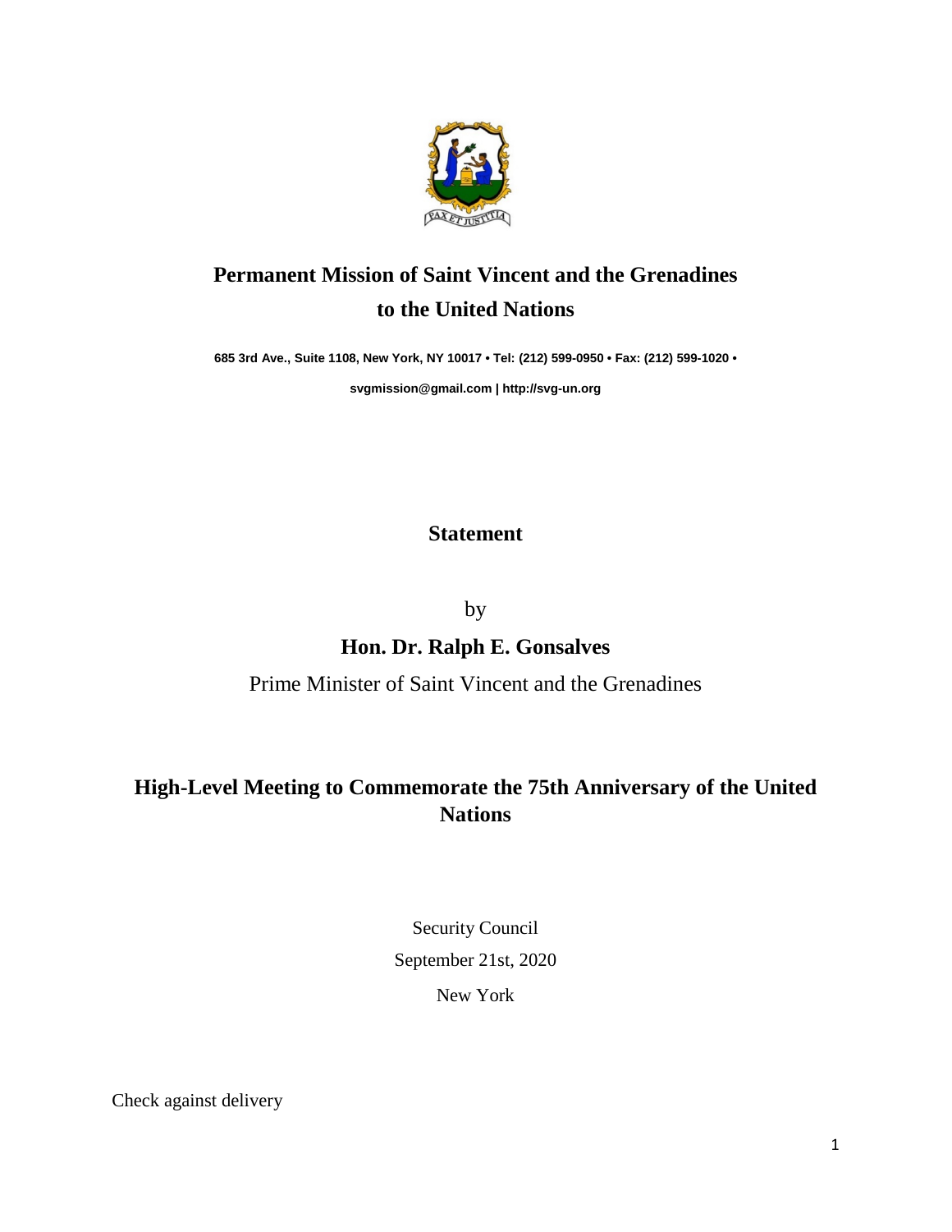# Permanent Mission of Saint Vincent and the Grenadines to the United Nations

**685 3rd Ave., Suite 1108, New York, NY 10017 • Tel: (212) 599-0950 • Fax: (212) 599-1020 •**

**svgmission@gmail.com | http://svg-un.org**

## Statement

by

**Hon. Dr. Ralph E. Gonsalves**

Prime Minister of Saint Vincent and the Grenadines

## High-Level Meeting to Commemorate the 75th Anniversary of the United Nations

Security Council

September 21st, 2020

New York

Check against delivery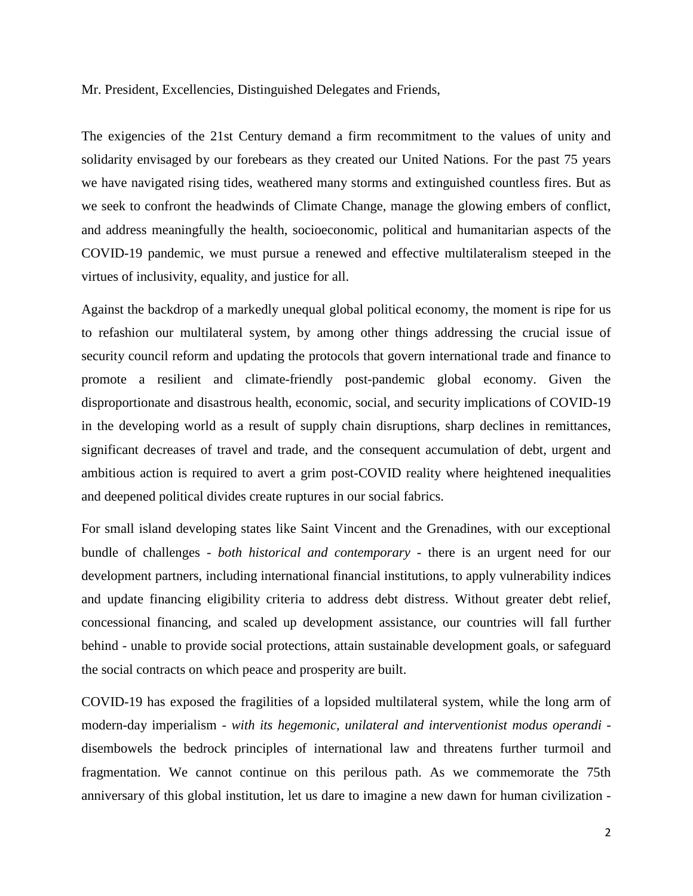Mr. President, Excellencies, Distinguished Delegates and Friends,

The exigencies of the 21st Century demand a firm recommitment to the values of unity and solidarity envisaged by our forebears as they created our United Nations. For the past 75 years we have navigated rising tides, weathered many storms and extinguished countless fires. But as we seek to confront the headwinds of Climate Change, manage the glowing embers of conflict, and address meaningfully the health, socioeconomic, political and humanitarian aspects of the COVID-19 pandemic, we must pursue a renewed and effective multilateralism steeped in the virtues of inclusivity, equality, and justice for all.

Against the backdrop of a markedly unequal global political economy, the moment is ripe for us to refashion our multilateral system, by among other things addressing the crucial issue of security council reform and updating the protocols that govern international trade and finance to promote a resilient and climate-friendly post-pandemic global economy. Given the disproportionate and disastrous health, economic, social, and security implications of COVID-19 in the developing world as a result of supply chain disruptions, sharp declines in remittances, significant decreases of travel and trade, and the consequent accumulation of debt, urgent and ambitious action is required to avert a grim post-COVID reality where heightened inequalities and deepened political divides create ruptures in our social fabrics.

For small island developing states like Saint Vincent and the Grenadines, with our exceptional bundle of challenges - *both historical and contemporary* - there is an urgent need for our development partners, including international financial institutions, to apply vulnerability indices and update financing eligibility criteria to address debt distress. Without greater debt relief, concessional financing, and scaled up development assistance, our countries will fall further behind - unable to provide social protections, attain sustainable development goals, or safeguard the social contracts on which peace and prosperity are built.

COVID-19 has exposed the fragilities of a lopsided multilateral system, while the long arm of modern-day imperialism - *with its hegemonic, unilateral and interventionist modus operandi* - disembowels the bedrock principles of international law and threatens further turmoil and fragmentation. We cannot continue on this perilous path. As we commemorate the 75th anniversary of this global institution, let us dare to imagine a new dawn for human civilization -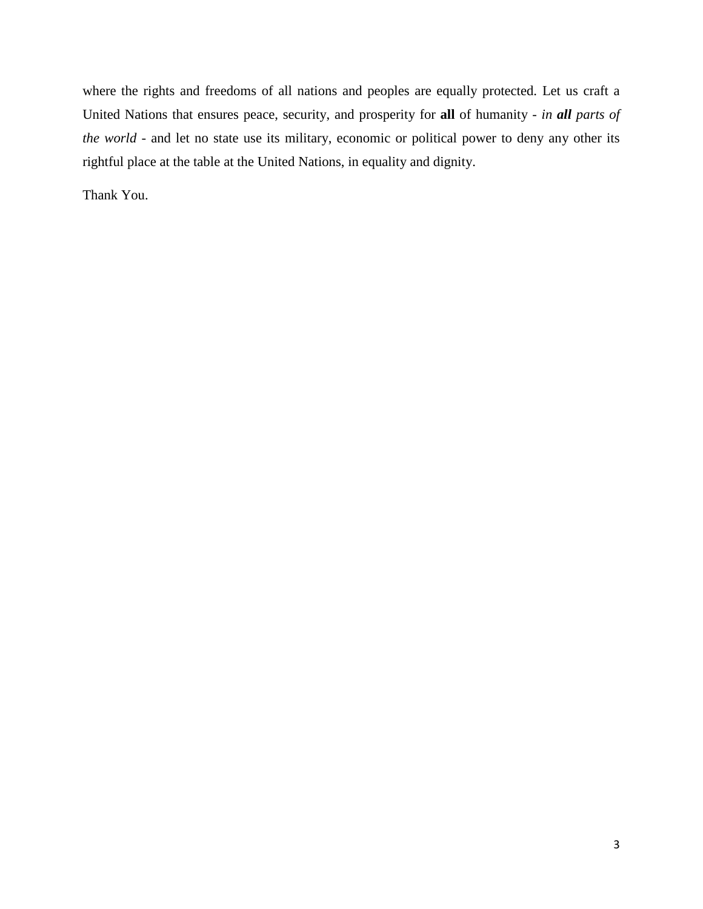where the rights and freedoms of all nations and peoples are equally protected. Let us craft a United Nations that ensures peace, security, and prosperity for **all** of humanity - *in **all** parts of the world* - and let no state use its military, economic or political power to deny any other its rightful place at the table at the United Nations, in equality and dignity.

Thank You.